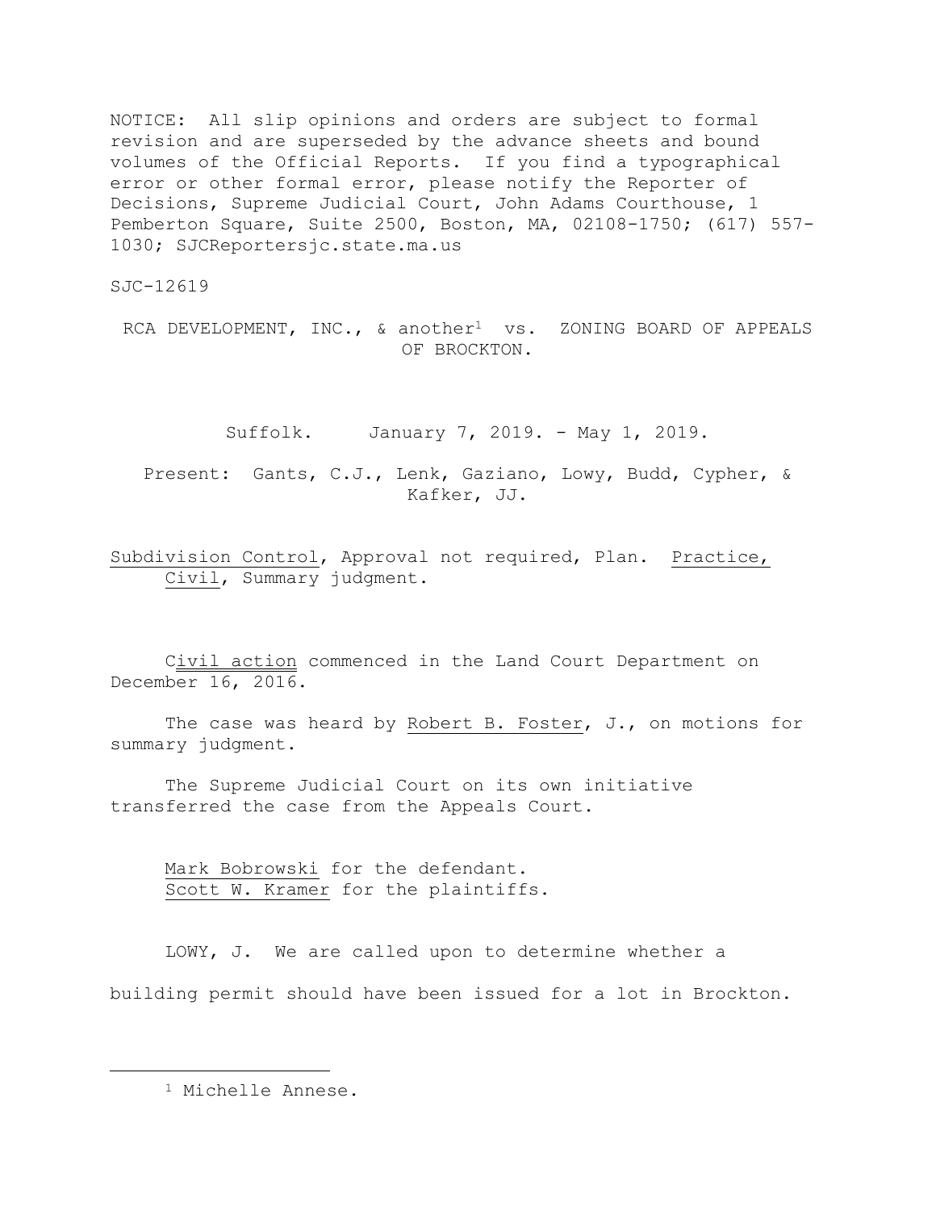NOTICE: All slip opinions and orders are subject to formal revision and are superseded by the advance sheets and bound volumes of the Official Reports. If you find a typographical error or other formal error, please notify the Reporter of Decisions, Supreme Judicial Court, John Adams Courthouse, 1 Pemberton Square, Suite 2500, Boston, MA, 02108-1750; (617) 557-1030; SJCReportersjc.state.ma.us

SJC-12619

RCA DEVELOPMENT, INC., & another[1] vs. ZONING BOARD OF APPEALS OF BROCKTON.

Suffolk. January 7, 2019. - May 1, 2019.

Present: Gants, C.J., Lenk, Gaziano, Lowy, Budd, Cypher, & Kafker, JJ.

Subdivision Control, Approval not required, Plan. Practice, Civil, Summary judgment.

Civil action commenced in the Land Court Department on December 16, 2016.

The case was heard by Robert B. Foster, J., on motions for summary judgment.

The Supreme Judicial Court on its own initiative transferred the case from the Appeals Court.

Mark Bobrowski for the defendant.
Scott W. Kramer for the plaintiffs.

LOWY, J. We are called upon to determine whether a building permit should have been issued for a lot in Brockton.

[1] Michelle Annese.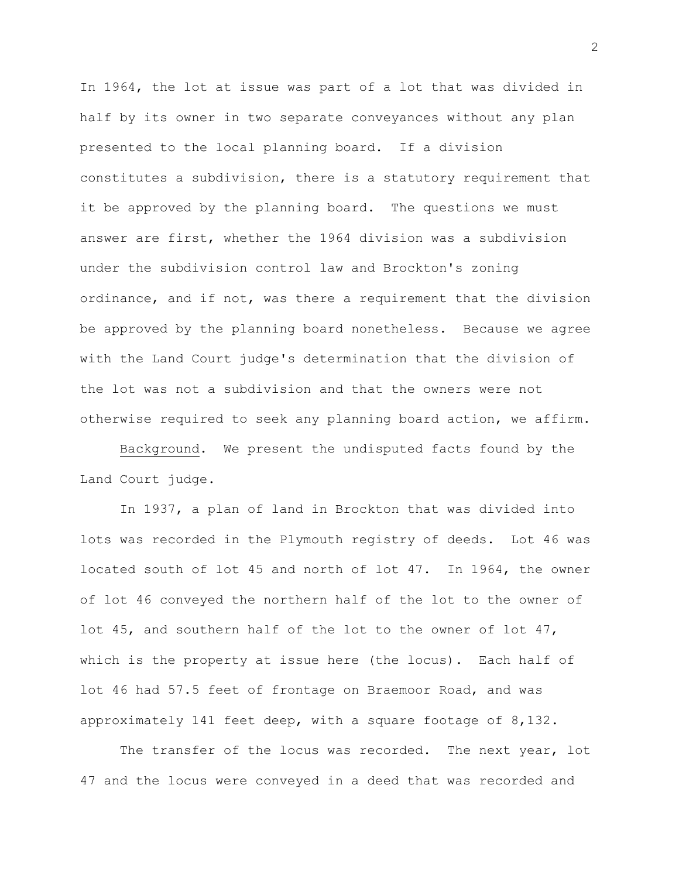In 1964, the lot at issue was part of a lot that was divided in half by its owner in two separate conveyances without any plan presented to the local planning board. If a division constitutes a subdivision, there is a statutory requirement that it be approved by the planning board. The questions we must answer are first, whether the 1964 division was a subdivision under the subdivision control law and Brockton's zoning ordinance, and if not, was there a requirement that the division be approved by the planning board nonetheless. Because we agree with the Land Court judge's determination that the division of the lot was not a subdivision and that the owners were not otherwise required to seek any planning board action, we affirm.

Background. We present the undisputed facts found by the Land Court judge.

In 1937, a plan of land in Brockton that was divided into lots was recorded in the Plymouth registry of deeds. Lot 46 was located south of lot 45 and north of lot 47. In 1964, the owner of lot 46 conveyed the northern half of the lot to the owner of lot 45, and southern half of the lot to the owner of lot 47, which is the property at issue here (the locus). Each half of lot 46 had 57.5 feet of frontage on Braemoor Road, and was approximately 141 feet deep, with a square footage of 8,132.

The transfer of the locus was recorded. The next year, lot 47 and the locus were conveyed in a deed that was recorded and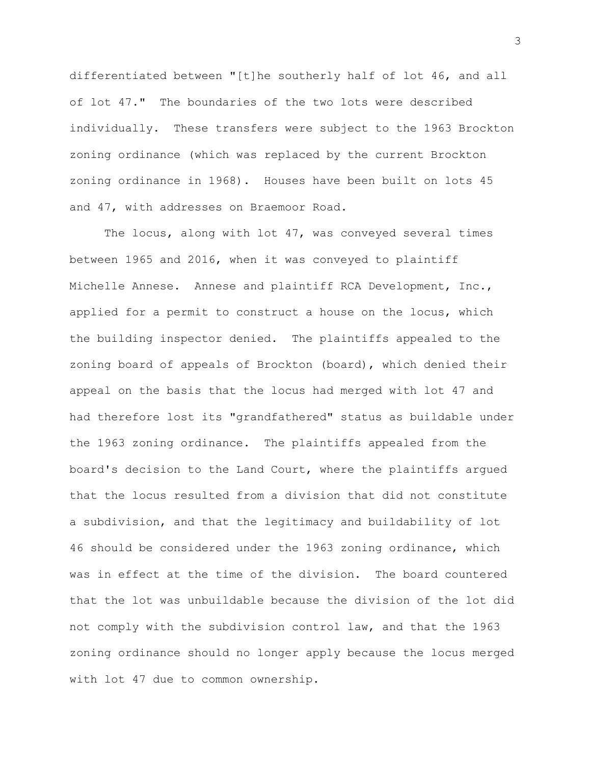differentiated between "[t]he southerly half of lot 46, and all of lot 47." The boundaries of the two lots were described individually. These transfers were subject to the 1963 Brockton zoning ordinance (which was replaced by the current Brockton zoning ordinance in 1968). Houses have been built on lots 45 and 47, with addresses on Braemoor Road.

The locus, along with lot 47, was conveyed several times between 1965 and 2016, when it was conveyed to plaintiff Michelle Annese. Annese and plaintiff RCA Development, Inc., applied for a permit to construct a house on the locus, which the building inspector denied. The plaintiffs appealed to the zoning board of appeals of Brockton (board), which denied their appeal on the basis that the locus had merged with lot 47 and had therefore lost its "grandfathered" status as buildable under the 1963 zoning ordinance. The plaintiffs appealed from the board's decision to the Land Court, where the plaintiffs argued that the locus resulted from a division that did not constitute a subdivision, and that the legitimacy and buildability of lot 46 should be considered under the 1963 zoning ordinance, which was in effect at the time of the division. The board countered that the lot was unbuildable because the division of the lot did not comply with the subdivision control law, and that the 1963 zoning ordinance should no longer apply because the locus merged with lot 47 due to common ownership.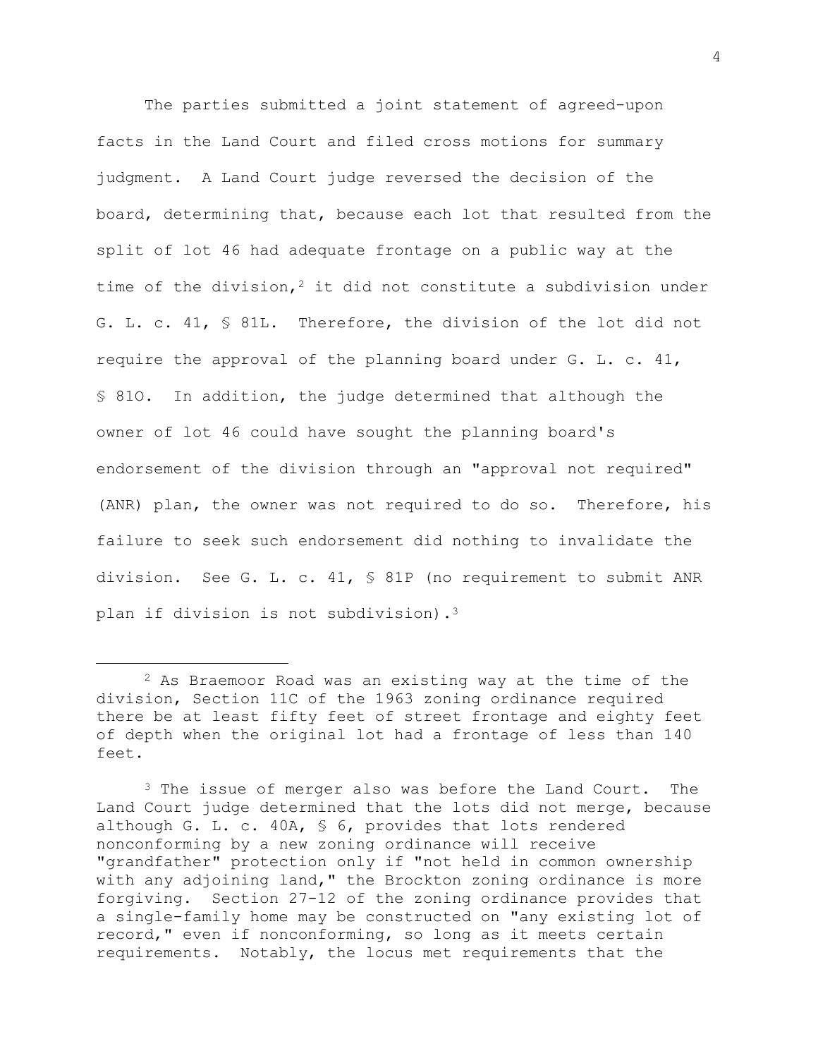The parties submitted a joint statement of agreed-upon facts in the Land Court and filed cross motions for summary judgment. A Land Court judge reversed the decision of the board, determining that, because each lot that resulted from the split of lot 46 had adequate frontage on a public way at the time of the division,[2] it did not constitute a subdivision under G. L. c. 41, § 81L. Therefore, the division of the lot did not require the approval of the planning board under G. L. c. 41, § 81O. In addition, the judge determined that although the owner of lot 46 could have sought the planning board's endorsement of the division through an "approval not required" (ANR) plan, the owner was not required to do so. Therefore, his failure to seek such endorsement did nothing to invalidate the division. See G. L. c. 41, § 81P (no requirement to submit ANR plan if division is not subdivision).[3]

---

[2] As Braemoor Road was an existing way at the time of the division, Section 11C of the 1963 zoning ordinance required there be at least fifty feet of street frontage and eighty feet of depth when the original lot had a frontage of less than 140 feet.

[3] The issue of merger also was before the Land Court. The Land Court judge determined that the lots did not merge, because although G. L. c. 40A, § 6, provides that lots rendered nonconforming by a new zoning ordinance will receive "grandfather" protection only if "not held in common ownership with any adjoining land," the Brockton zoning ordinance is more forgiving. Section 27-12 of the zoning ordinance provides that a single-family home may be constructed on "any existing lot of record," even if nonconforming, so long as it meets certain requirements. Notably, the locus met requirements that the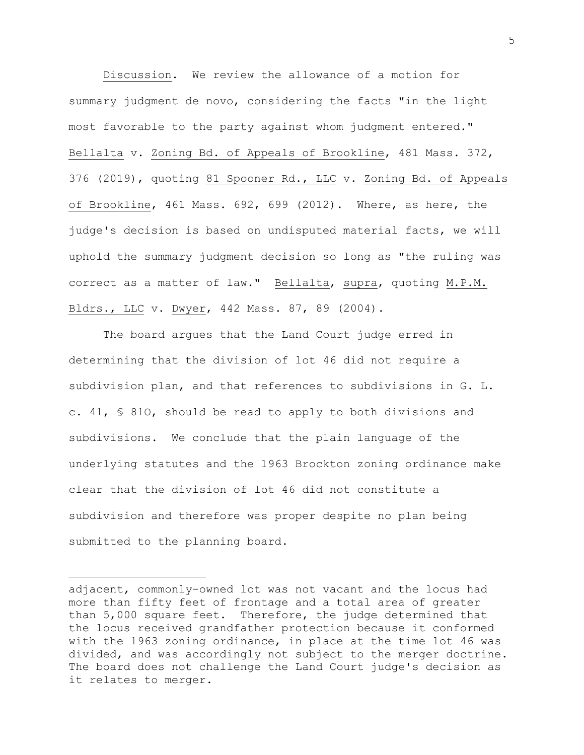Discussion. We review the allowance of a motion for summary judgment de novo, considering the facts "in the light most favorable to the party against whom judgment entered." Bellalta v. Zoning Bd. of Appeals of Brookline, 481 Mass. 372, 376 (2019), quoting 81 Spooner Rd., LLC v. Zoning Bd. of Appeals of Brookline, 461 Mass. 692, 699 (2012). Where, as here, the judge's decision is based on undisputed material facts, we will uphold the summary judgment decision so long as "the ruling was correct as a matter of law." Bellalta, supra, quoting M.P.M. Bldrs., LLC v. Dwyer, 442 Mass. 87, 89 (2004).

The board argues that the Land Court judge erred in determining that the division of lot 46 did not require a subdivision plan, and that references to subdivisions in G. L. c. 41, § 81O, should be read to apply to both divisions and subdivisions. We conclude that the plain language of the underlying statutes and the 1963 Brockton zoning ordinance make clear that the division of lot 46 did not constitute a subdivision and therefore was proper despite no plan being submitted to the planning board.

---

adjacent, commonly-owned lot was not vacant and the locus had more than fifty feet of frontage and a total area of greater than 5,000 square feet. Therefore, the judge determined that the locus received grandfather protection because it conformed with the 1963 zoning ordinance, in place at the time lot 46 was divided, and was accordingly not subject to the merger doctrine. The board does not challenge the Land Court judge's decision as it relates to merger.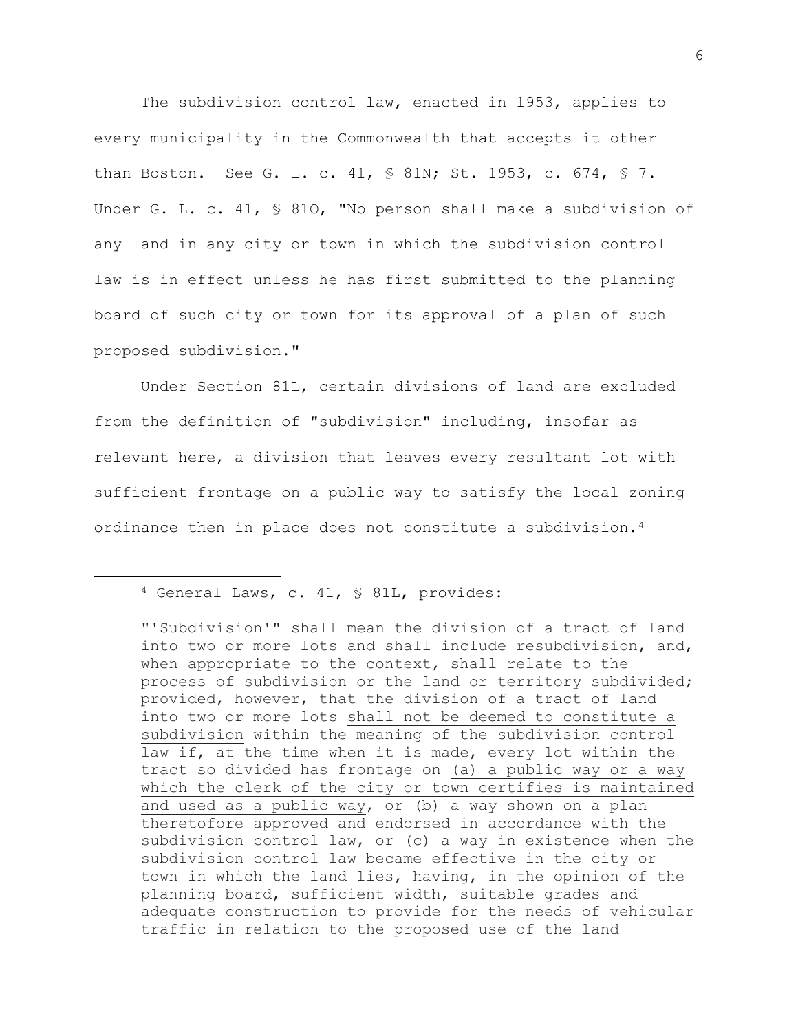The subdivision control law, enacted in 1953, applies to every municipality in the Commonwealth that accepts it other than Boston. See G. L. c. 41, § 81N; St. 1953, c. 674, § 7. Under G. L. c. 41, § 81O, "No person shall make a subdivision of any land in any city or town in which the subdivision control law is in effect unless he has first submitted to the planning board of such city or town for its approval of a plan of such proposed subdivision."

Under Section 81L, certain divisions of land are excluded from the definition of "subdivision" including, insofar as relevant here, a division that leaves every resultant lot with sufficient frontage on a public way to satisfy the local zoning ordinance then in place does not constitute a subdivision.[4]

---

[4] General Laws, c. 41, § 81L, provides:

> "'Subdivision'" shall mean the division of a tract of land into two or more lots and shall include resubdivision, and, when appropriate to the context, shall relate to the process of subdivision or the land or territory subdivided; provided, however, that the division of a tract of land into two or more lots <u>shall not be deemed to constitute a subdivision</u> within the meaning of the subdivision control law if, at the time when it is made, every lot within the tract so divided has frontage on <u>(a) a public way or a way which the clerk of the city or town certifies is maintained and used as a public way</u>, or (b) a way shown on a plan theretofore approved and endorsed in accordance with the subdivision control law, or (c) a way in existence when the subdivision control law became effective in the city or town in which the land lies, having, in the opinion of the planning board, sufficient width, suitable grades and adequate construction to provide for the needs of vehicular traffic in relation to the proposed use of the land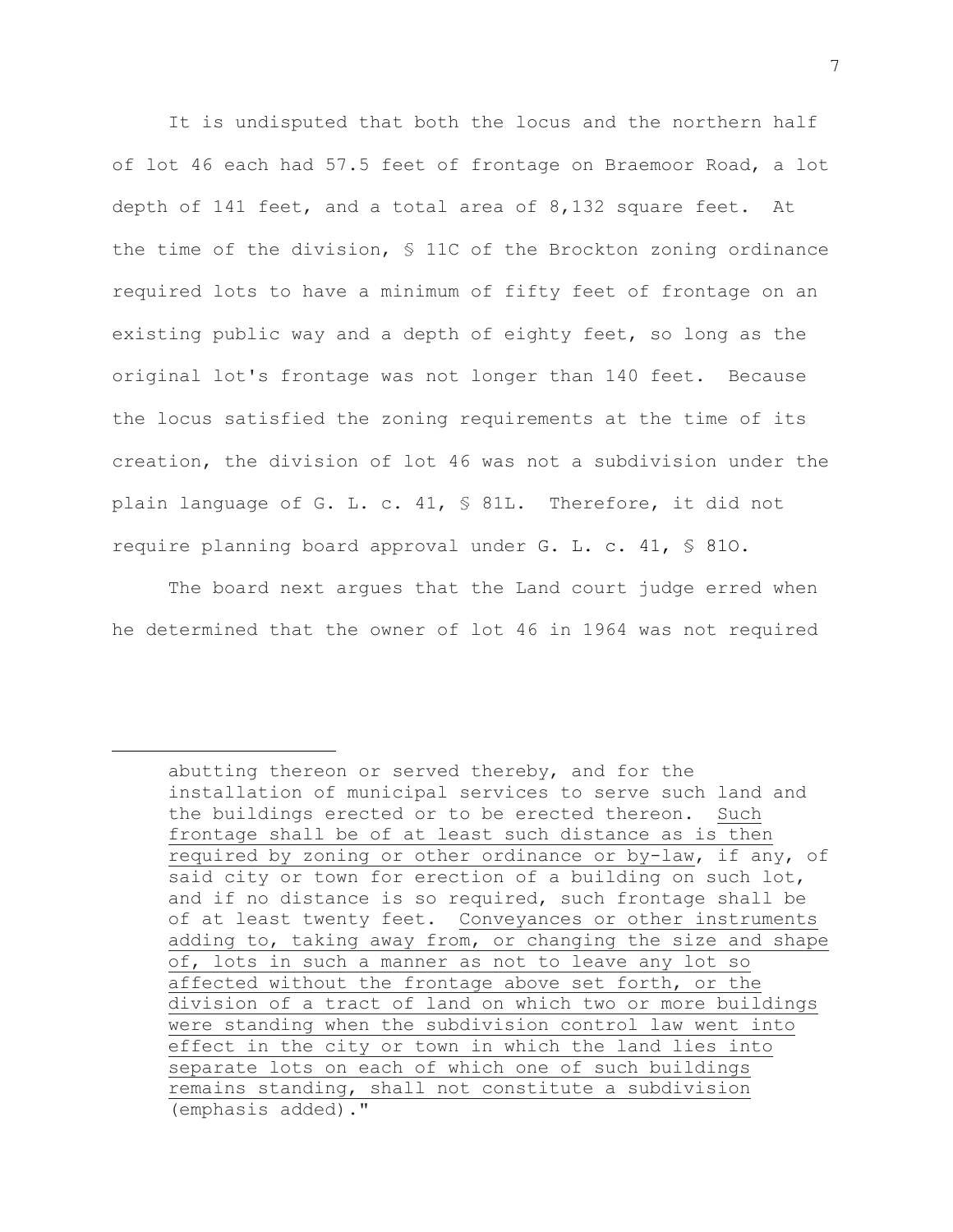It is undisputed that both the locus and the northern half of lot 46 each had 57.5 feet of frontage on Braemoor Road, a lot depth of 141 feet, and a total area of 8,132 square feet. At the time of the division, § 11C of the Brockton zoning ordinance required lots to have a minimum of fifty feet of frontage on an existing public way and a depth of eighty feet, so long as the original lot's frontage was not longer than 140 feet. Because the locus satisfied the zoning requirements at the time of its creation, the division of lot 46 was not a subdivision under the plain language of G. L. c. 41, § 81L. Therefore, it did not require planning board approval under G. L. c. 41, § 81O.

The board next argues that the Land court judge erred when he determined that the owner of lot 46 in 1964 was not required

---

> abutting thereon or served thereby, and for the installation of municipal services to serve such land and the buildings erected or to be erected thereon. <u>Such frontage shall be of at least such distance as is then required by zoning or other ordinance or by-law</u>, if any, of said city or town for erection of a building on such lot, and if no distance is so required, such frontage shall be of at least twenty feet. <u>Conveyances or other instruments adding to, taking away from, or changing the size and shape of, lots in such a manner as not to leave any lot so affected without the frontage above set forth, or the division of a tract of land on which two or more buildings were standing when the subdivision control law went into effect in the city or town in which the land lies into separate lots on each of which one of such buildings remains standing, shall not constitute a subdivision</u> (emphasis added)."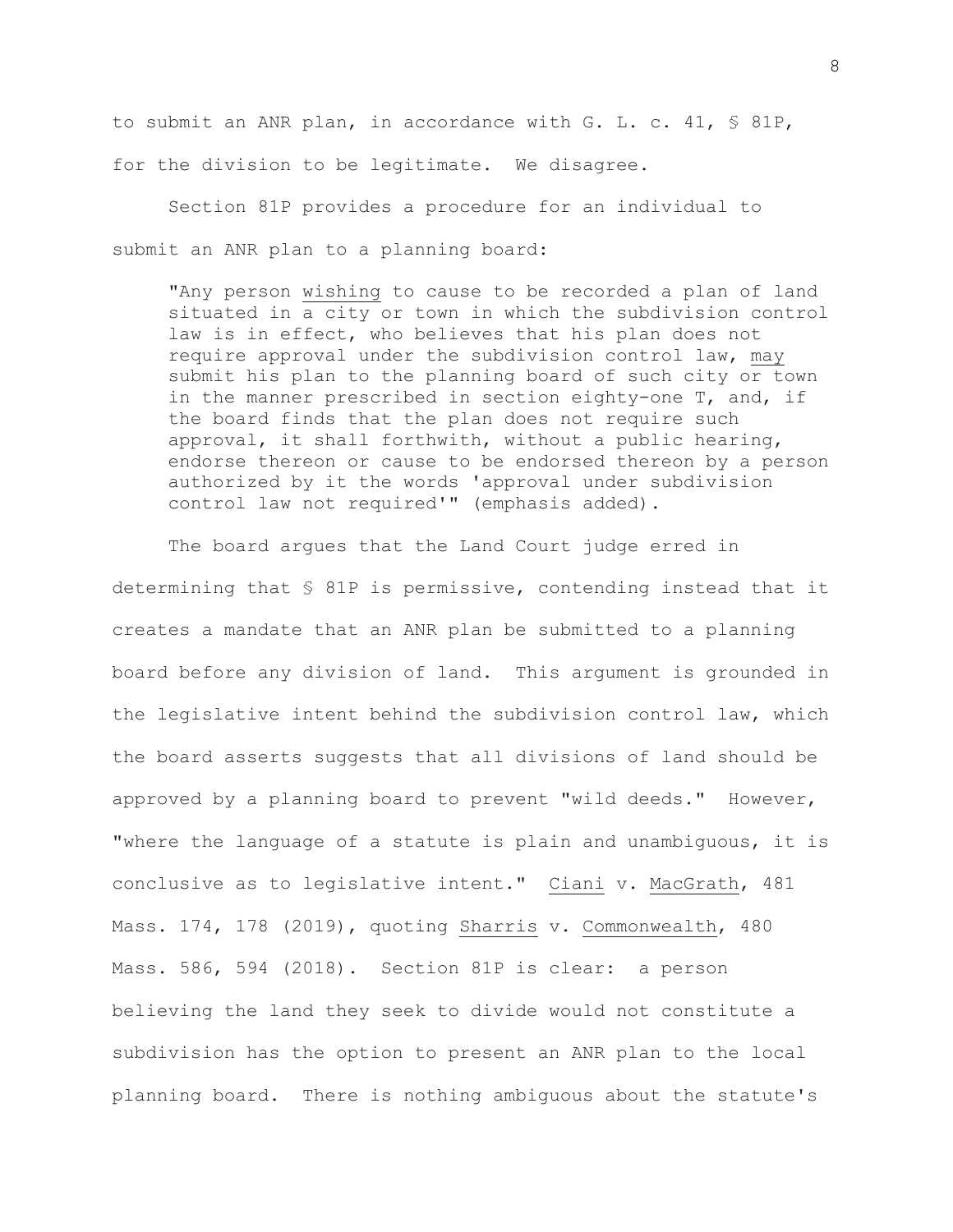to submit an ANR plan, in accordance with G. L. c. 41, § 81P, for the division to be legitimate. We disagree.

Section 81P provides a procedure for an individual to submit an ANR plan to a planning board:

> "Any person <u>wishing</u> to cause to be recorded a plan of land situated in a city or town in which the subdivision control law is in effect, who believes that his plan does not require approval under the subdivision control law, <u>may</u> submit his plan to the planning board of such city or town in the manner prescribed in section eighty-one T, and, if the board finds that the plan does not require such approval, it shall forthwith, without a public hearing, endorse thereon or cause to be endorsed thereon by a person authorized by it the words 'approval under subdivision control law not required'" (emphasis added).

The board argues that the Land Court judge erred in determining that § 81P is permissive, contending instead that it creates a mandate that an ANR plan be submitted to a planning board before any division of land. This argument is grounded in the legislative intent behind the subdivision control law, which the board asserts suggests that all divisions of land should be approved by a planning board to prevent "wild deeds." However, "where the language of a statute is plain and unambiguous, it is conclusive as to legislative intent." <u>Ciani</u> v. <u>MacGrath</u>, 481 Mass. 174, 178 (2019), quoting <u>Sharris</u> v. <u>Commonwealth</u>, 480 Mass. 586, 594 (2018). Section 81P is clear: a person believing the land they seek to divide would not constitute a subdivision has the option to present an ANR plan to the local planning board. There is nothing ambiguous about the statute's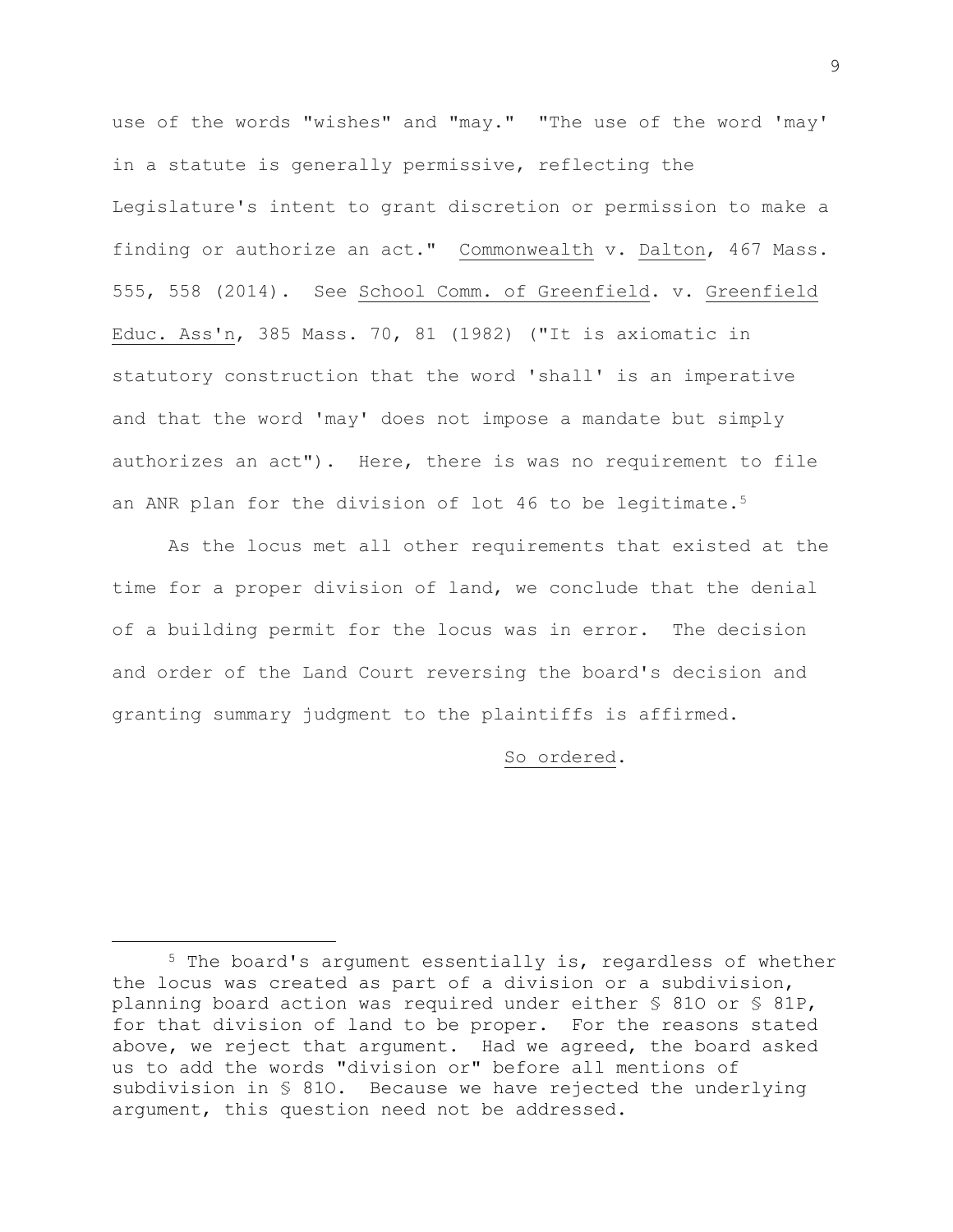use of the words "wishes" and "may." "The use of the word 'may' in a statute is generally permissive, reflecting the Legislature's intent to grant discretion or permission to make a finding or authorize an act." Commonwealth v. Dalton, 467 Mass. 555, 558 (2014). See School Comm. of Greenfield. v. Greenfield Educ. Ass'n, 385 Mass. 70, 81 (1982) ("It is axiomatic in statutory construction that the word 'shall' is an imperative and that the word 'may' does not impose a mandate but simply authorizes an act"). Here, there is was no requirement to file an ANR plan for the division of lot 46 to be legitimate.[5]

As the locus met all other requirements that existed at the time for a proper division of land, we conclude that the denial of a building permit for the locus was in error. The decision and order of the Land Court reversing the board's decision and granting summary judgment to the plaintiffs is affirmed.

So ordered.

---

[5] The board's argument essentially is, regardless of whether the locus was created as part of a division or a subdivision, planning board action was required under either § 81O or § 81P, for that division of land to be proper. For the reasons stated above, we reject that argument. Had we agreed, the board asked us to add the words "division or" before all mentions of subdivision in § 81O. Because we have rejected the underlying argument, this question need not be addressed.